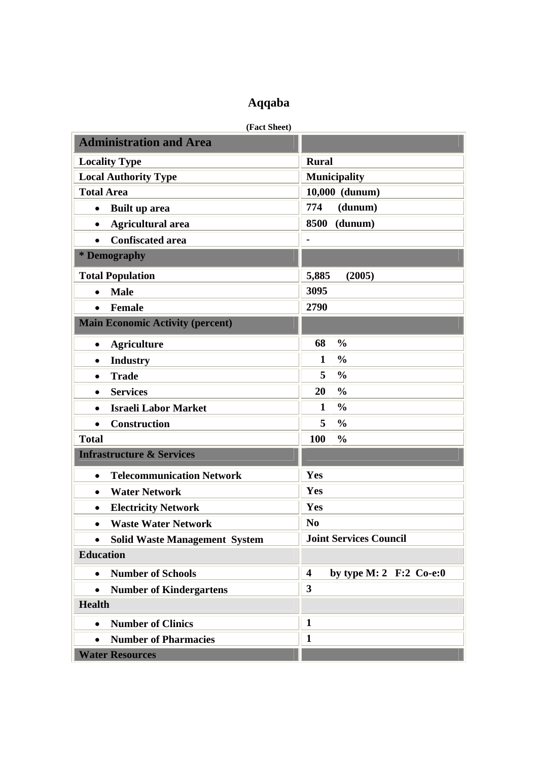# Aqqaba

**(Fact Sheet)**

| **Administration and Area** | |
|---|---|
| **Locality Type** | **Rural** |
| **Local Authority Type** | **Municipality** |
| **Total Area** | **10,000 (dunum)** |
| • **Built up area** | **774 (dunum)** |
| • **Agricultural area** | **8500 (dunum)** |
| • **Confiscated area** | **-** |
| **\* Demography** | |
| **Total Population** | **5,885 (2005)** |
| • **Male** | **3095** |
| • **Female** | **2790** |
| **Main Economic Activity (percent)** | |
| • **Agriculture** | **68 %** |
| • **Industry** | **1 %** |
| • **Trade** | **5 %** |
| • **Services** | **20 %** |
| • **Israeli Labor Market** | **1 %** |
| • **Construction** | **5 %** |
| **Total** | **100 %** |
| **Infrastructure & Services** | |
| • **Telecommunication Network** | **Yes** |
| • **Water Network** | **Yes** |
| • **Electricity Network** | **Yes** |
| • **Waste Water Network** | **No** |
| • **Solid Waste Management System** | **Joint Services Council** |
| **Education** | |
| • **Number of Schools** | **4 by type M: 2 F:2 Co-e:0** |
| • **Number of Kindergartens** | **3** |
| **Health** | |
| • **Number of Clinics** | **1** |
| • **Number of Pharmacies** | **1** |
| **Water Resources** | |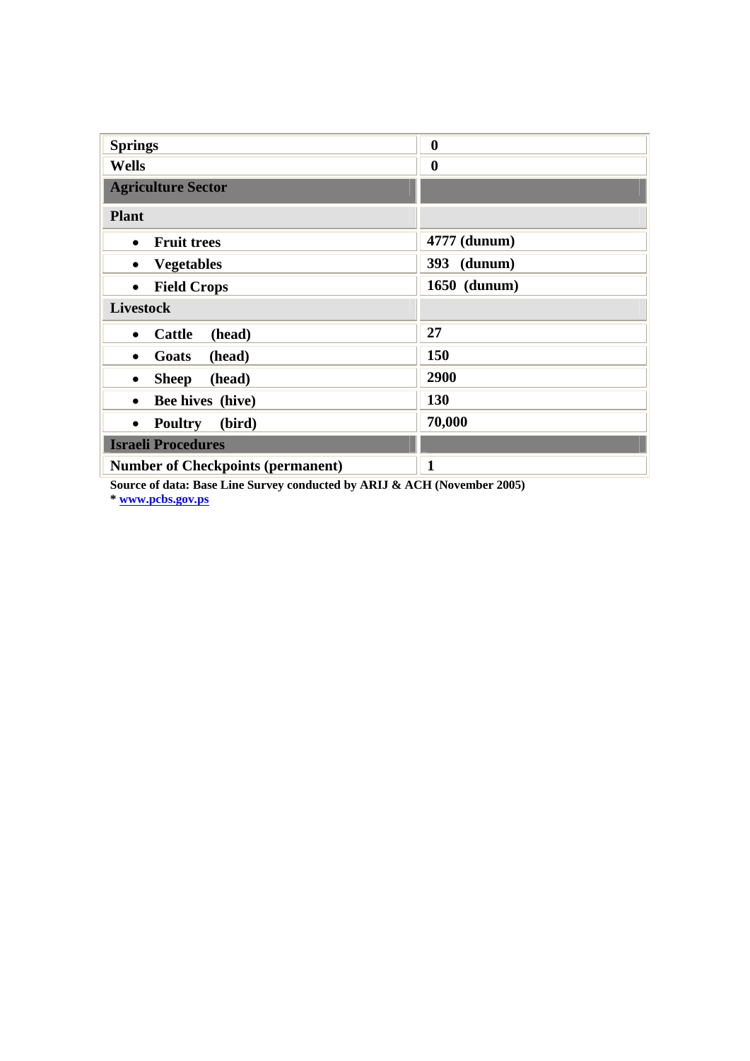| | |
|---|---|
| **Springs** | **0** |
| **Wells** | **0** |
| **Agriculture Sector** | |
| **Plant** | |
| • **Fruit trees** | **4777 (dunum)** |
| • **Vegetables** | **393 (dunum)** |
| • **Field Crops** | **1650 (dunum)** |
| **Livestock** | |
| • **Cattle (head)** | **27** |
| • **Goats (head)** | **150** |
| • **Sheep (head)** | **2900** |
| • **Bee hives (hive)** | **130** |
| • **Poultry (bird)** | **70,000** |
| **Israeli Procedures** | |
| **Number of Checkpoints (permanent)** | **1** |

**Source of data: Base Line Survey conducted by ARIJ & ACH (November 2005)**

**\* www.pcbs.gov.ps**